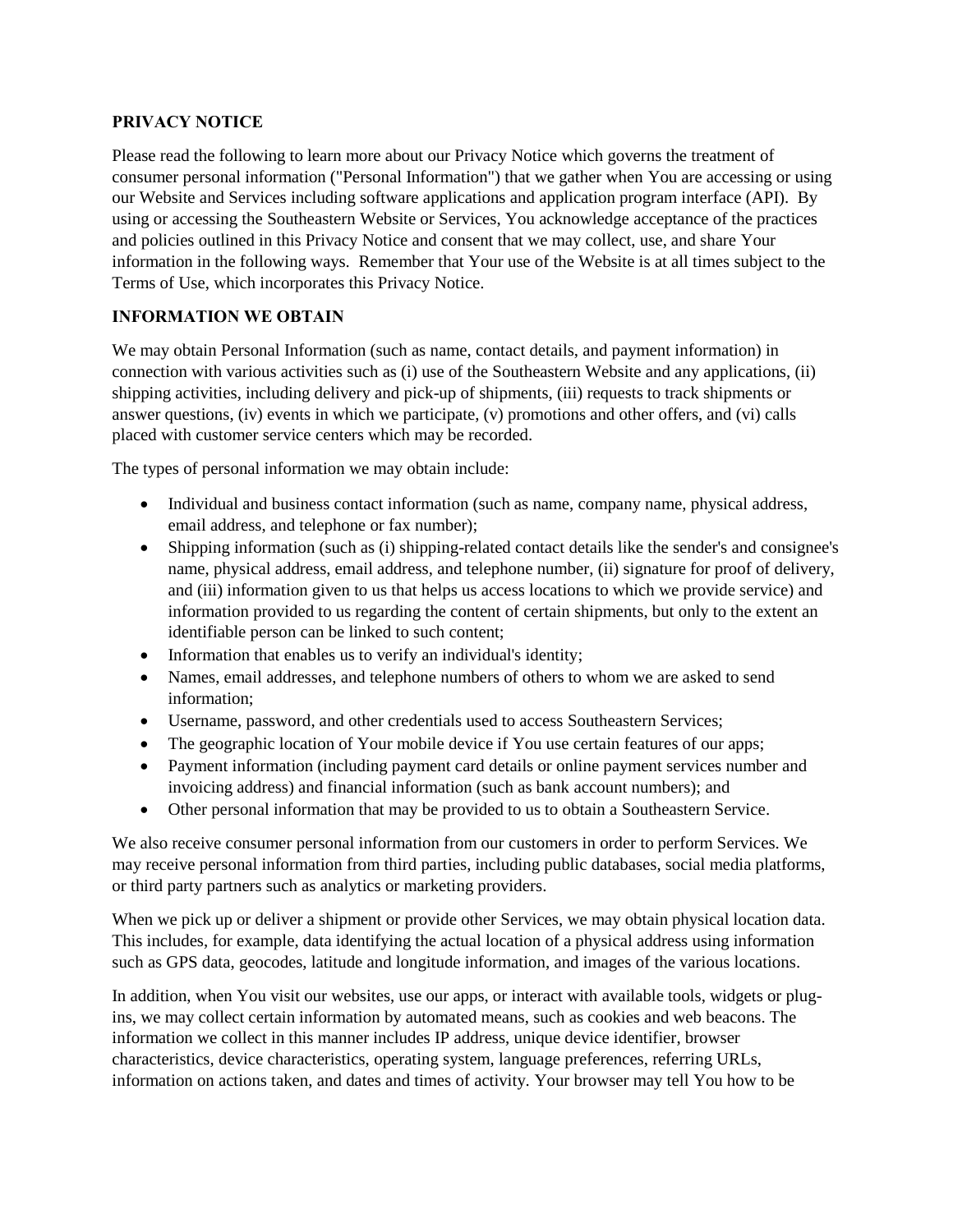## PRIVACY NOTICE

Please read the following to learn more about our Privacy Notice which governs the treatment of consumer personal information ("Personal Information") that we gather when You are accessing or using our Website and Services including software applications and application program interface (API). By using or accessing the Southeastern Website or Services, You acknowledge acceptance of the practices and policies outlined in this Privacy Notice and consent that we may collect, use, and share Your information in the following ways. Remember that Your use of the Website is at all times subject to the Terms of Use, which incorporates this Privacy Notice.

## INFORMATION WE OBTAIN

We may obtain Personal Information (such as name, contact details, and payment information) in connection with various activities such as (i) use of the Southeastern Website and any applications, (ii) shipping activities, including delivery and pick-up of shipments, (iii) requests to track shipments or answer questions, (iv) events in which we participate, (v) promotions and other offers, and (vi) calls placed with customer service centers which may be recorded.

The types of personal information we may obtain include:

- Individual and business contact information (such as name, company name, physical address, email address, and telephone or fax number);
- Shipping information (such as (i) shipping-related contact details like the sender's and consignee's name, physical address, email address, and telephone number, (ii) signature for proof of delivery, and (iii) information given to us that helps us access locations to which we provide service) and information provided to us regarding the content of certain shipments, but only to the extent an identifiable person can be linked to such content;
- Information that enables us to verify an individual's identity;
- Names, email addresses, and telephone numbers of others to whom we are asked to send information;
- Username, password, and other credentials used to access Southeastern Services;
- The geographic location of Your mobile device if You use certain features of our apps;
- Payment information (including payment card details or online payment services number and invoicing address) and financial information (such as bank account numbers); and
- Other personal information that may be provided to us to obtain a Southeastern Service.

We also receive consumer personal information from our customers in order to perform Services. We may receive personal information from third parties, including public databases, social media platforms, or third party partners such as analytics or marketing providers.

When we pick up or deliver a shipment or provide other Services, we may obtain physical location data. This includes, for example, data identifying the actual location of a physical address using information such as GPS data, geocodes, latitude and longitude information, and images of the various locations.

In addition, when You visit our websites, use our apps, or interact with available tools, widgets or plug-ins, we may collect certain information by automated means, such as cookies and web beacons. The information we collect in this manner includes IP address, unique device identifier, browser characteristics, device characteristics, operating system, language preferences, referring URLs, information on actions taken, and dates and times of activity. Your browser may tell You how to be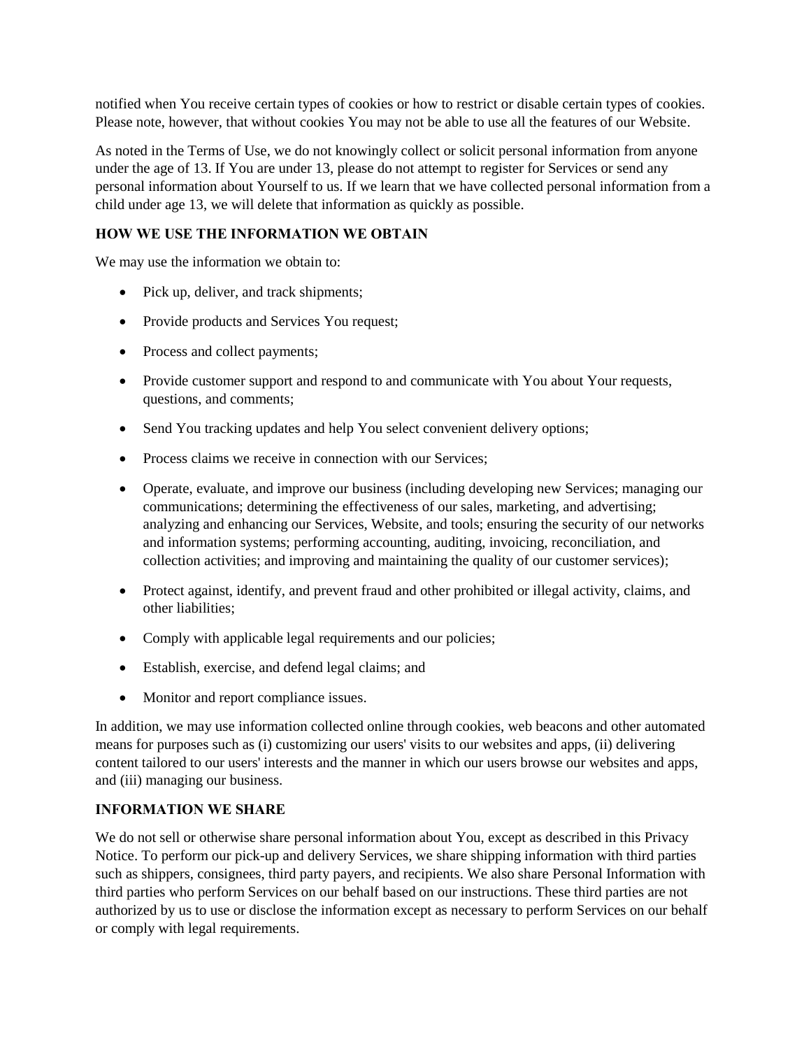notified when You receive certain types of cookies or how to restrict or disable certain types of cookies. Please note, however, that without cookies You may not be able to use all the features of our Website.

As noted in the Terms of Use, we do not knowingly collect or solicit personal information from anyone under the age of 13. If You are under 13, please do not attempt to register for Services or send any personal information about Yourself to us. If we learn that we have collected personal information from a child under age 13, we will delete that information as quickly as possible.

**HOW WE USE THE INFORMATION WE OBTAIN**

We may use the information we obtain to:

- Pick up, deliver, and track shipments;
- Provide products and Services You request;
- Process and collect payments;
- Provide customer support and respond to and communicate with You about Your requests, questions, and comments;
- Send You tracking updates and help You select convenient delivery options;
- Process claims we receive in connection with our Services;
- Operate, evaluate, and improve our business (including developing new Services; managing our communications; determining the effectiveness of our sales, marketing, and advertising; analyzing and enhancing our Services, Website, and tools; ensuring the security of our networks and information systems; performing accounting, auditing, invoicing, reconciliation, and collection activities; and improving and maintaining the quality of our customer services);
- Protect against, identify, and prevent fraud and other prohibited or illegal activity, claims, and other liabilities;
- Comply with applicable legal requirements and our policies;
- Establish, exercise, and defend legal claims; and
- Monitor and report compliance issues.

In addition, we may use information collected online through cookies, web beacons and other automated means for purposes such as (i) customizing our users' visits to our websites and apps, (ii) delivering content tailored to our users' interests and the manner in which our users browse our websites and apps, and (iii) managing our business.

**INFORMATION WE SHARE**

We do not sell or otherwise share personal information about You, except as described in this Privacy Notice. To perform our pick-up and delivery Services, we share shipping information with third parties such as shippers, consignees, third party payers, and recipients. We also share Personal Information with third parties who perform Services on our behalf based on our instructions. These third parties are not authorized by us to use or disclose the information except as necessary to perform Services on our behalf or comply with legal requirements.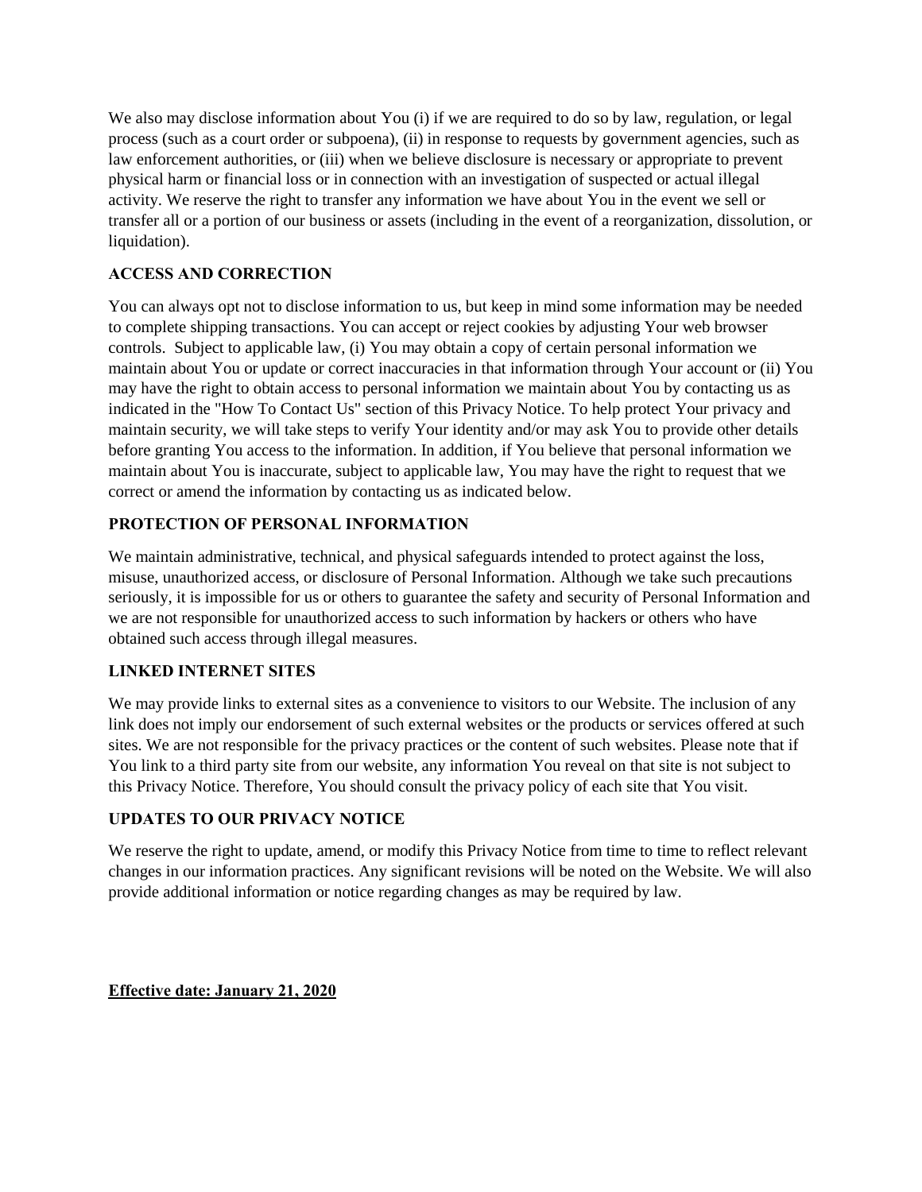We also may disclose information about You (i) if we are required to do so by law, regulation, or legal process (such as a court order or subpoena), (ii) in response to requests by government agencies, such as law enforcement authorities, or (iii) when we believe disclosure is necessary or appropriate to prevent physical harm or financial loss or in connection with an investigation of suspected or actual illegal activity. We reserve the right to transfer any information we have about You in the event we sell or transfer all or a portion of our business or assets (including in the event of a reorganization, dissolution, or liquidation).

**ACCESS AND CORRECTION**

You can always opt not to disclose information to us, but keep in mind some information may be needed to complete shipping transactions. You can accept or reject cookies by adjusting Your web browser controls. Subject to applicable law, (i) You may obtain a copy of certain personal information we maintain about You or update or correct inaccuracies in that information through Your account or (ii) You may have the right to obtain access to personal information we maintain about You by contacting us as indicated in the "How To Contact Us" section of this Privacy Notice. To help protect Your privacy and maintain security, we will take steps to verify Your identity and/or may ask You to provide other details before granting You access to the information. In addition, if You believe that personal information we maintain about You is inaccurate, subject to applicable law, You may have the right to request that we correct or amend the information by contacting us as indicated below.

**PROTECTION OF PERSONAL INFORMATION**

We maintain administrative, technical, and physical safeguards intended to protect against the loss, misuse, unauthorized access, or disclosure of Personal Information. Although we take such precautions seriously, it is impossible for us or others to guarantee the safety and security of Personal Information and we are not responsible for unauthorized access to such information by hackers or others who have obtained such access through illegal measures.

**LINKED INTERNET SITES**

We may provide links to external sites as a convenience to visitors to our Website. The inclusion of any link does not imply our endorsement of such external websites or the products or services offered at such sites. We are not responsible for the privacy practices or the content of such websites. Please note that if You link to a third party site from our website, any information You reveal on that site is not subject to this Privacy Notice. Therefore, You should consult the privacy policy of each site that You visit.

**UPDATES TO OUR PRIVACY NOTICE**

We reserve the right to update, amend, or modify this Privacy Notice from time to time to reflect relevant changes in our information practices. Any significant revisions will be noted on the Website. We will also provide additional information or notice regarding changes as may be required by law.

**Effective date: January 21, 2020**